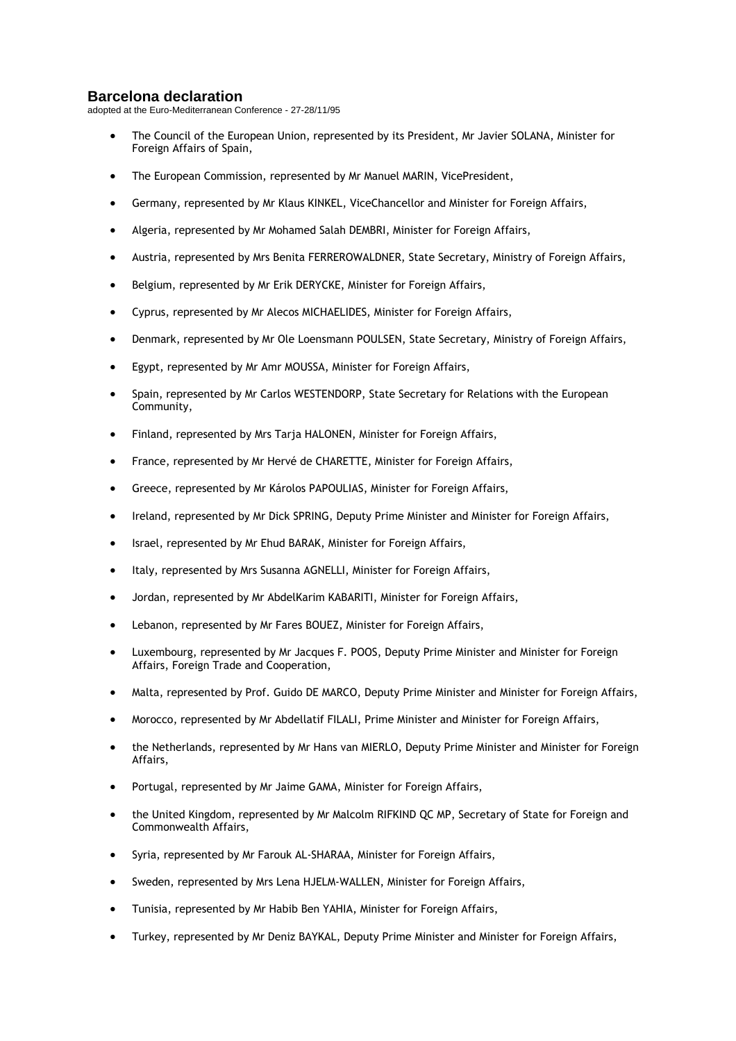# Barcelona declaration

adopted at the Euro-Mediterranean Conference - 27-28/11/95

- The Council of the European Union, represented by its President, Mr Javier SOLANA, Minister for Foreign Affairs of Spain,
- The European Commission, represented by Mr Manuel MARIN, VicePresident,
- Germany, represented by Mr Klaus KINKEL, ViceChancellor and Minister for Foreign Affairs,
- Algeria, represented by Mr Mohamed Salah DEMBRI, Minister for Foreign Affairs,
- Austria, represented by Mrs Benita FERREROWALDNER, State Secretary, Ministry of Foreign Affairs,
- Belgium, represented by Mr Erik DERYCKE, Minister for Foreign Affairs,
- Cyprus, represented by Mr Alecos MICHAELIDES, Minister for Foreign Affairs,
- Denmark, represented by Mr Ole Loensmann POULSEN, State Secretary, Ministry of Foreign Affairs,
- Egypt, represented by Mr Amr MOUSSA, Minister for Foreign Affairs,
- Spain, represented by Mr Carlos WESTENDORP, State Secretary for Relations with the European Community,
- Finland, represented by Mrs Tarja HALONEN, Minister for Foreign Affairs,
- France, represented by Mr Hervé de CHARETTE, Minister for Foreign Affairs,
- Greece, represented by Mr Károlos PAPOULIAS, Minister for Foreign Affairs,
- Ireland, represented by Mr Dick SPRING, Deputy Prime Minister and Minister for Foreign Affairs,
- Israel, represented by Mr Ehud BARAK, Minister for Foreign Affairs,
- Italy, represented by Mrs Susanna AGNELLI, Minister for Foreign Affairs,
- Jordan, represented by Mr AbdelKarim KABARITI, Minister for Foreign Affairs,
- Lebanon, represented by Mr Fares BOUEZ, Minister for Foreign Affairs,
- Luxembourg, represented by Mr Jacques F. POOS, Deputy Prime Minister and Minister for Foreign Affairs, Foreign Trade and Cooperation,
- Malta, represented by Prof. Guido DE MARCO, Deputy Prime Minister and Minister for Foreign Affairs,
- Morocco, represented by Mr Abdellatif FILALI, Prime Minister and Minister for Foreign Affairs,
- the Netherlands, represented by Mr Hans van MIERLO, Deputy Prime Minister and Minister for Foreign Affairs,
- Portugal, represented by Mr Jaime GAMA, Minister for Foreign Affairs,
- the United Kingdom, represented by Mr Malcolm RIFKIND QC MP, Secretary of State for Foreign and Commonwealth Affairs,
- Syria, represented by Mr Farouk AL-SHARAA, Minister for Foreign Affairs,
- Sweden, represented by Mrs Lena HJELM-WALLEN, Minister for Foreign Affairs,
- Tunisia, represented by Mr Habib Ben YAHIA, Minister for Foreign Affairs,
- Turkey, represented by Mr Deniz BAYKAL, Deputy Prime Minister and Minister for Foreign Affairs,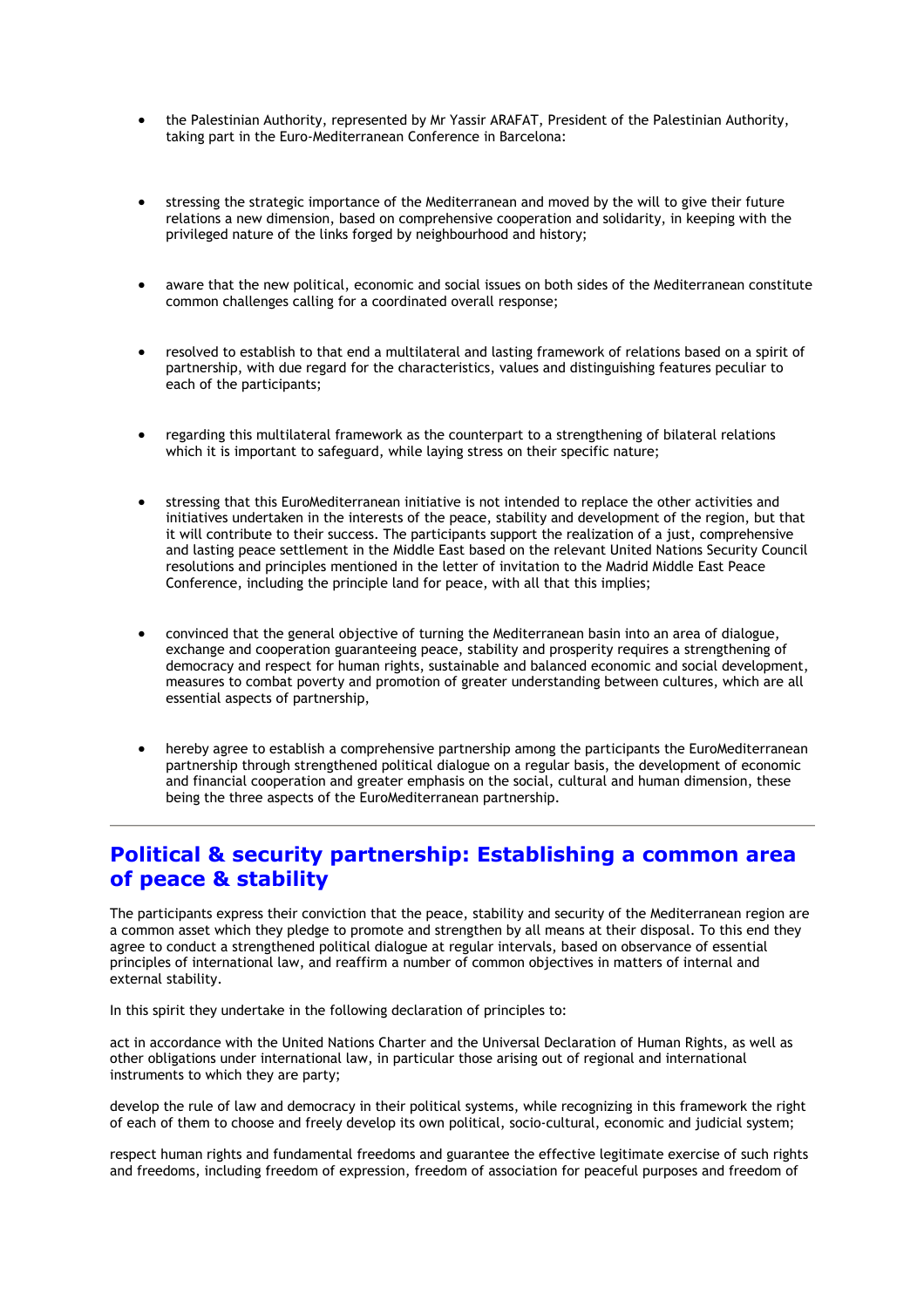- the Palestinian Authority, represented by Mr Yassir ARAFAT, President of the Palestinian Authority, taking part in the Euro-Mediterranean Conference in Barcelona:

- stressing the strategic importance of the Mediterranean and moved by the will to give their future relations a new dimension, based on comprehensive cooperation and solidarity, in keeping with the privileged nature of the links forged by neighbourhood and history;

- aware that the new political, economic and social issues on both sides of the Mediterranean constitute common challenges calling for a coordinated overall response;

- resolved to establish to that end a multilateral and lasting framework of relations based on a spirit of partnership, with due regard for the characteristics, values and distinguishing features peculiar to each of the participants;

- regarding this multilateral framework as the counterpart to a strengthening of bilateral relations which it is important to safeguard, while laying stress on their specific nature;

- stressing that this EuroMediterranean initiative is not intended to replace the other activities and initiatives undertaken in the interests of the peace, stability and development of the region, but that it will contribute to their success. The participants support the realization of a just, comprehensive and lasting peace settlement in the Middle East based on the relevant United Nations Security Council resolutions and principles mentioned in the letter of invitation to the Madrid Middle East Peace Conference, including the principle land for peace, with all that this implies;

- convinced that the general objective of turning the Mediterranean basin into an area of dialogue, exchange and cooperation guaranteeing peace, stability and prosperity requires a strengthening of democracy and respect for human rights, sustainable and balanced economic and social development, measures to combat poverty and promotion of greater understanding between cultures, which are all essential aspects of partnership,

- hereby agree to establish a comprehensive partnership among the participants the EuroMediterranean partnership through strengthened political dialogue on a regular basis, the development of economic and financial cooperation and greater emphasis on the social, cultural and human dimension, these being the three aspects of the EuroMediterranean partnership.

---

## Political & security partnership: Establishing a common area of peace & stability

The participants express their conviction that the peace, stability and security of the Mediterranean region are a common asset which they pledge to promote and strengthen by all means at their disposal. To this end they agree to conduct a strengthened political dialogue at regular intervals, based on observance of essential principles of international law, and reaffirm a number of common objectives in matters of internal and external stability.

In this spirit they undertake in the following declaration of principles to:

act in accordance with the United Nations Charter and the Universal Declaration of Human Rights, as well as other obligations under international law, in particular those arising out of regional and international instruments to which they are party;

develop the rule of law and democracy in their political systems, while recognizing in this framework the right of each of them to choose and freely develop its own political, socio-cultural, economic and judicial system;

respect human rights and fundamental freedoms and guarantee the effective legitimate exercise of such rights and freedoms, including freedom of expression, freedom of association for peaceful purposes and freedom of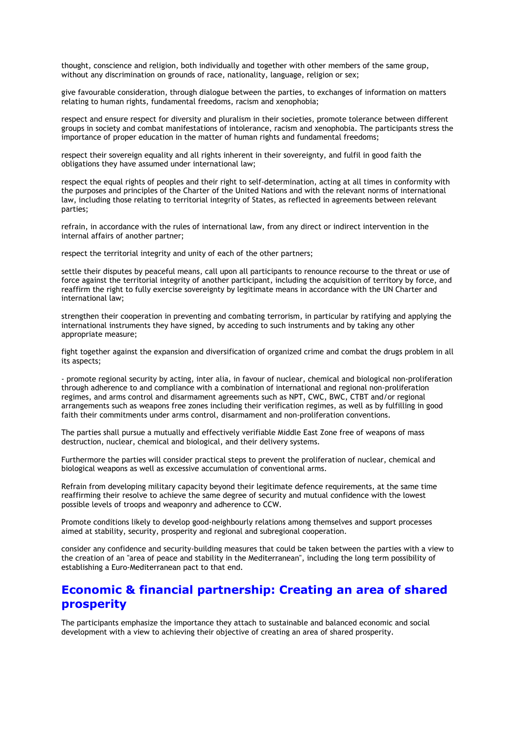thought, conscience and religion, both individually and together with other members of the same group, without any discrimination on grounds of race, nationality, language, religion or sex;

give favourable consideration, through dialogue between the parties, to exchanges of information on matters relating to human rights, fundamental freedoms, racism and xenophobia;

respect and ensure respect for diversity and pluralism in their societies, promote tolerance between different groups in society and combat manifestations of intolerance, racism and xenophobia. The participants stress the importance of proper education in the matter of human rights and fundamental freedoms;

respect their sovereign equality and all rights inherent in their sovereignty, and fulfil in good faith the obligations they have assumed under international law;

respect the equal rights of peoples and their right to self-determination, acting at all times in conformity with the purposes and principles of the Charter of the United Nations and with the relevant norms of international law, including those relating to territorial integrity of States, as reflected in agreements between relevant parties;

refrain, in accordance with the rules of international law, from any direct or indirect intervention in the internal affairs of another partner;

respect the territorial integrity and unity of each of the other partners;

settle their disputes by peaceful means, call upon all participants to renounce recourse to the threat or use of force against the territorial integrity of another participant, including the acquisition of territory by force, and reaffirm the right to fully exercise sovereignty by legitimate means in accordance with the UN Charter and international law;

strengthen their cooperation in preventing and combating terrorism, in particular by ratifying and applying the international instruments they have signed, by acceding to such instruments and by taking any other appropriate measure;

fight together against the expansion and diversification of organized crime and combat the drugs problem in all its aspects;

- promote regional security by acting, inter alia, in favour of nuclear, chemical and biological non-proliferation through adherence to and compliance with a combination of international and regional non-proliferation regimes, and arms control and disarmament agreements such as NPT, CWC, BWC, CTBT and/or regional arrangements such as weapons free zones including their verification regimes, as well as by fulfilling in good faith their commitments under arms control, disarmament and non-proliferation conventions.

The parties shall pursue a mutually and effectively verifiable Middle East Zone free of weapons of mass destruction, nuclear, chemical and biological, and their delivery systems.

Furthermore the parties will consider practical steps to prevent the proliferation of nuclear, chemical and biological weapons as well as excessive accumulation of conventional arms.

Refrain from developing military capacity beyond their legitimate defence requirements, at the same time reaffirming their resolve to achieve the same degree of security and mutual confidence with the lowest possible levels of troops and weaponry and adherence to CCW.

Promote conditions likely to develop good-neighbourly relations among themselves and support processes aimed at stability, security, prosperity and regional and subregional cooperation.

consider any confidence and security-building measures that could be taken between the parties with a view to the creation of an "area of peace and stability in the Mediterranean", including the long term possibility of establishing a Euro-Mediterranean pact to that end.

## Economic & financial partnership: Creating an area of shared prosperity

The participants emphasize the importance they attach to sustainable and balanced economic and social development with a view to achieving their objective of creating an area of shared prosperity.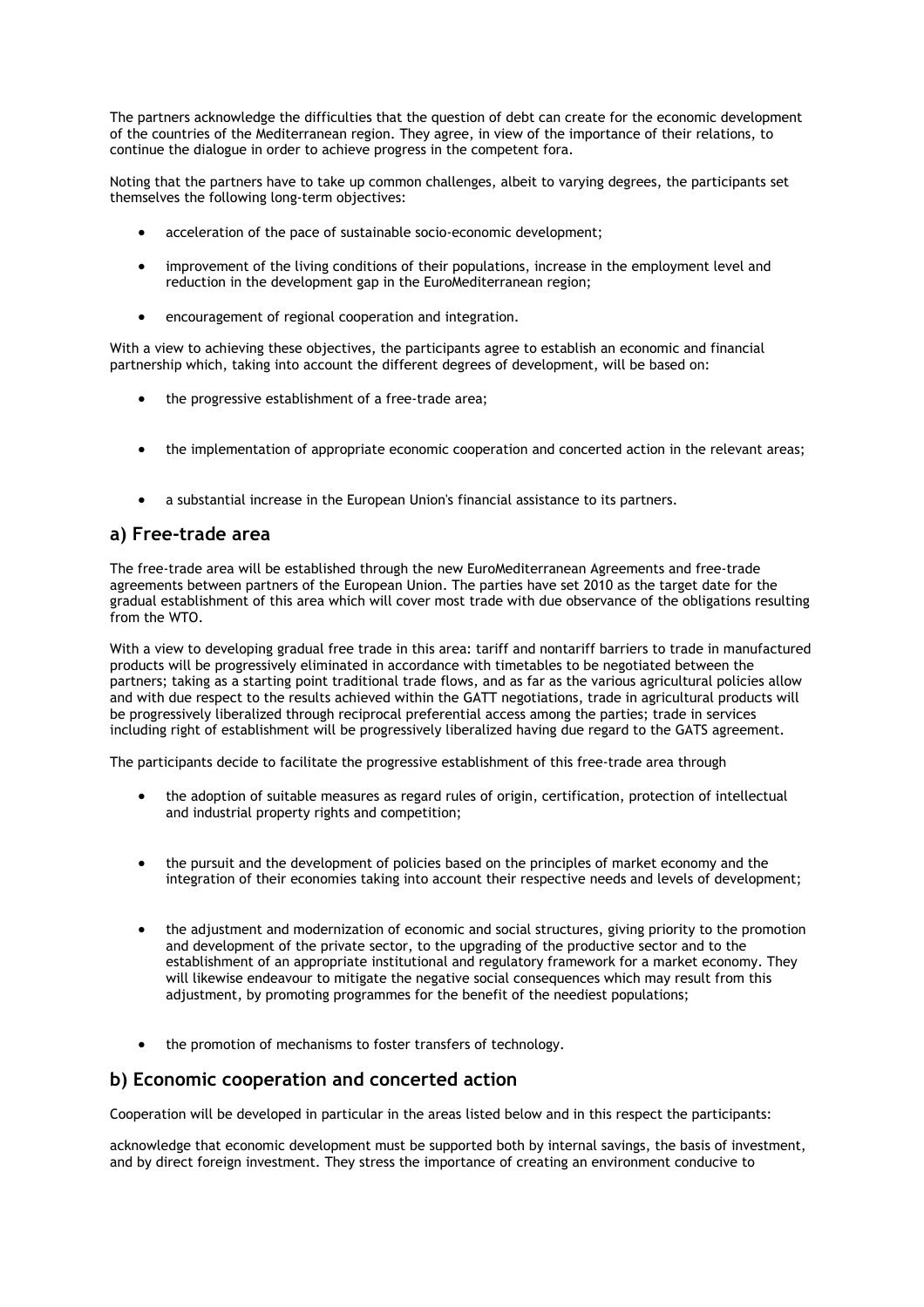The partners acknowledge the difficulties that the question of debt can create for the economic development of the countries of the Mediterranean region. They agree, in view of the importance of their relations, to continue the dialogue in order to achieve progress in the competent fora.

Noting that the partners have to take up common challenges, albeit to varying degrees, the participants set themselves the following long-term objectives:

- acceleration of the pace of sustainable socio-economic development;
- improvement of the living conditions of their populations, increase in the employment level and reduction in the development gap in the EuroMediterranean region;
- encouragement of regional cooperation and integration.

With a view to achieving these objectives, the participants agree to establish an economic and financial partnership which, taking into account the different degrees of development, will be based on:

- the progressive establishment of a free-trade area;
- the implementation of appropriate economic cooperation and concerted action in the relevant areas;
- a substantial increase in the European Union's financial assistance to its partners.

## a) Free-trade area

The free-trade area will be established through the new EuroMediterranean Agreements and free-trade agreements between partners of the European Union. The parties have set 2010 as the target date for the gradual establishment of this area which will cover most trade with due observance of the obligations resulting from the WTO.

With a view to developing gradual free trade in this area: tariff and nontariff barriers to trade in manufactured products will be progressively eliminated in accordance with timetables to be negotiated between the partners; taking as a starting point traditional trade flows, and as far as the various agricultural policies allow and with due respect to the results achieved within the GATT negotiations, trade in agricultural products will be progressively liberalized through reciprocal preferential access among the parties; trade in services including right of establishment will be progressively liberalized having due regard to the GATS agreement.

The participants decide to facilitate the progressive establishment of this free-trade area through

- the adoption of suitable measures as regard rules of origin, certification, protection of intellectual and industrial property rights and competition;
- the pursuit and the development of policies based on the principles of market economy and the integration of their economies taking into account their respective needs and levels of development;
- the adjustment and modernization of economic and social structures, giving priority to the promotion and development of the private sector, to the upgrading of the productive sector and to the establishment of an appropriate institutional and regulatory framework for a market economy. They will likewise endeavour to mitigate the negative social consequences which may result from this adjustment, by promoting programmes for the benefit of the neediest populations;
- the promotion of mechanisms to foster transfers of technology.

## b) Economic cooperation and concerted action

Cooperation will be developed in particular in the areas listed below and in this respect the participants:

acknowledge that economic development must be supported both by internal savings, the basis of investment, and by direct foreign investment. They stress the importance of creating an environment conducive to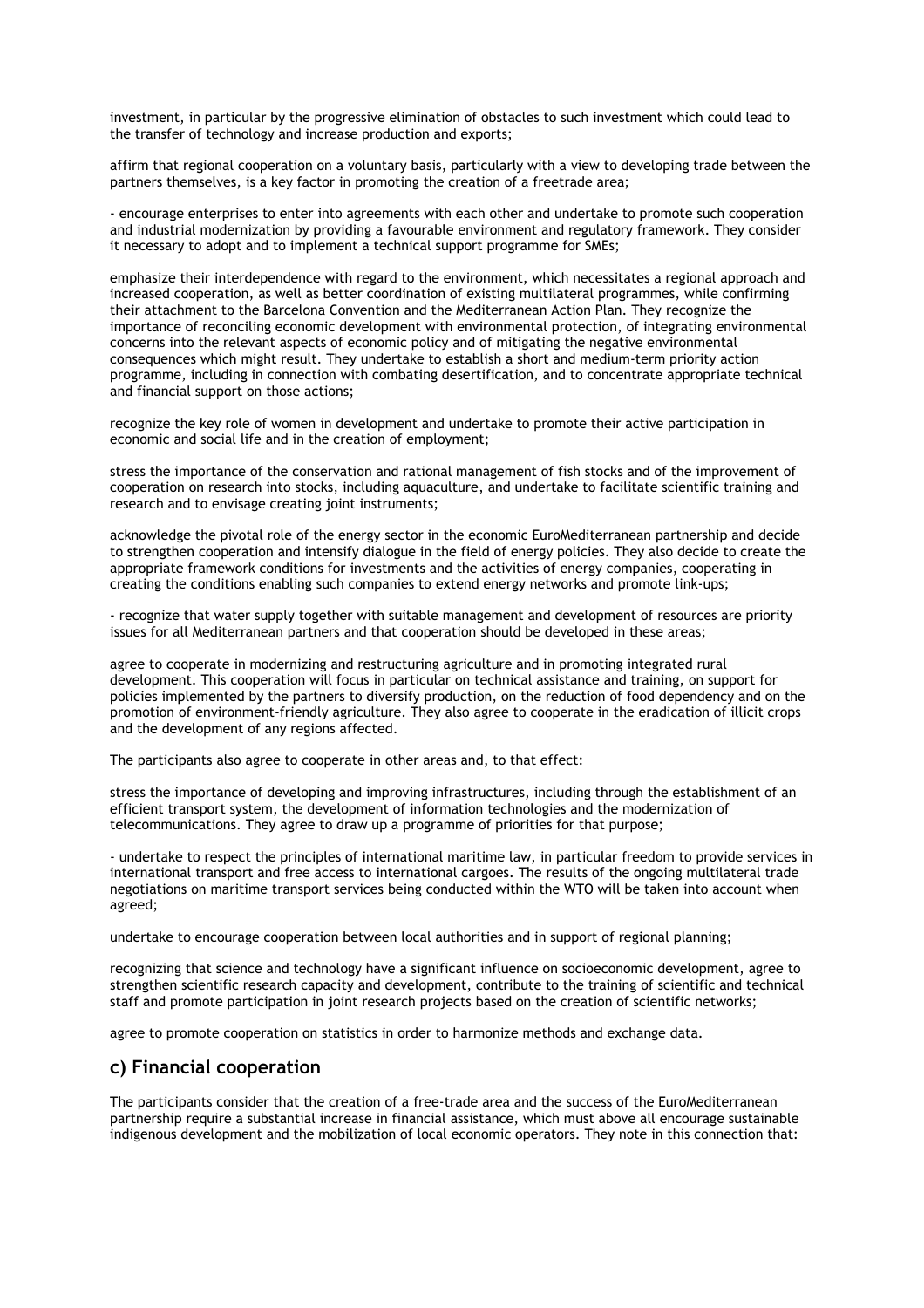investment, in particular by the progressive elimination of obstacles to such investment which could lead to the transfer of technology and increase production and exports;

affirm that regional cooperation on a voluntary basis, particularly with a view to developing trade between the partners themselves, is a key factor in promoting the creation of a freetrade area;

- encourage enterprises to enter into agreements with each other and undertake to promote such cooperation and industrial modernization by providing a favourable environment and regulatory framework. They consider it necessary to adopt and to implement a technical support programme for SMEs;

emphasize their interdependence with regard to the environment, which necessitates a regional approach and increased cooperation, as well as better coordination of existing multilateral programmes, while confirming their attachment to the Barcelona Convention and the Mediterranean Action Plan. They recognize the importance of reconciling economic development with environmental protection, of integrating environmental concerns into the relevant aspects of economic policy and of mitigating the negative environmental consequences which might result. They undertake to establish a short and medium-term priority action programme, including in connection with combating desertification, and to concentrate appropriate technical and financial support on those actions;

recognize the key role of women in development and undertake to promote their active participation in economic and social life and in the creation of employment;

stress the importance of the conservation and rational management of fish stocks and of the improvement of cooperation on research into stocks, including aquaculture, and undertake to facilitate scientific training and research and to envisage creating joint instruments;

acknowledge the pivotal role of the energy sector in the economic EuroMediterranean partnership and decide to strengthen cooperation and intensify dialogue in the field of energy policies. They also decide to create the appropriate framework conditions for investments and the activities of energy companies, cooperating in creating the conditions enabling such companies to extend energy networks and promote link-ups;

- recognize that water supply together with suitable management and development of resources are priority issues for all Mediterranean partners and that cooperation should be developed in these areas;

agree to cooperate in modernizing and restructuring agriculture and in promoting integrated rural development. This cooperation will focus in particular on technical assistance and training, on support for policies implemented by the partners to diversify production, on the reduction of food dependency and on the promotion of environment-friendly agriculture. They also agree to cooperate in the eradication of illicit crops and the development of any regions affected.

The participants also agree to cooperate in other areas and, to that effect:

stress the importance of developing and improving infrastructures, including through the establishment of an efficient transport system, the development of information technologies and the modernization of telecommunications. They agree to draw up a programme of priorities for that purpose;

- undertake to respect the principles of international maritime law, in particular freedom to provide services in international transport and free access to international cargoes. The results of the ongoing multilateral trade negotiations on maritime transport services being conducted within the WTO will be taken into account when agreed;

undertake to encourage cooperation between local authorities and in support of regional planning;

recognizing that science and technology have a significant influence on socioeconomic development, agree to strengthen scientific research capacity and development, contribute to the training of scientific and technical staff and promote participation in joint research projects based on the creation of scientific networks;

agree to promote cooperation on statistics in order to harmonize methods and exchange data.

## c) Financial cooperation

The participants consider that the creation of a free-trade area and the success of the EuroMediterranean partnership require a substantial increase in financial assistance, which must above all encourage sustainable indigenous development and the mobilization of local economic operators. They note in this connection that: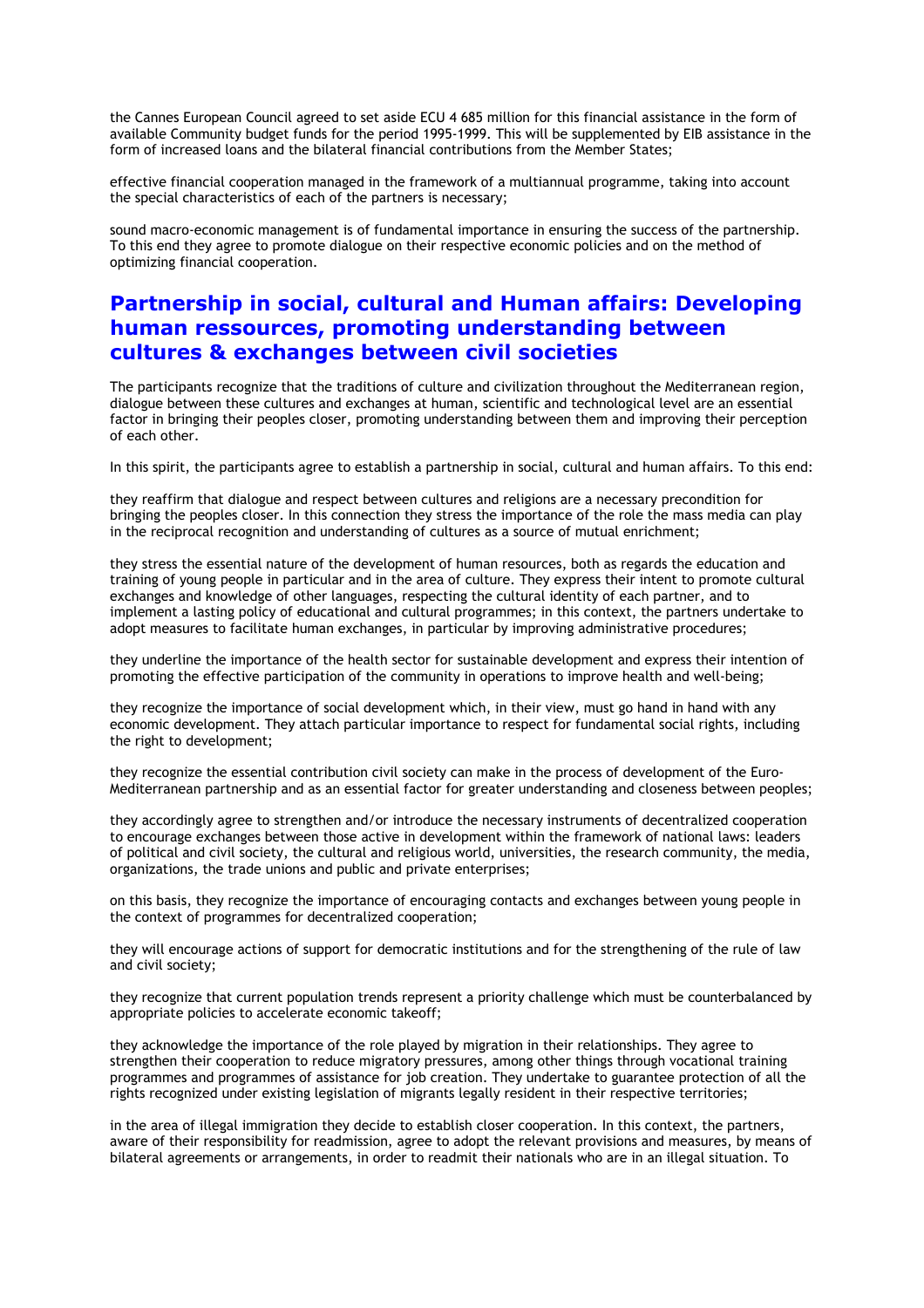the Cannes European Council agreed to set aside ECU 4 685 million for this financial assistance in the form of available Community budget funds for the period 1995-1999. This will be supplemented by EIB assistance in the form of increased loans and the bilateral financial contributions from the Member States;

effective financial cooperation managed in the framework of a multiannual programme, taking into account the special characteristics of each of the partners is necessary;

sound macro-economic management is of fundamental importance in ensuring the success of the partnership. To this end they agree to promote dialogue on their respective economic policies and on the method of optimizing financial cooperation.

## Partnership in social, cultural and Human affairs: Developing human ressources, promoting understanding between cultures & exchanges between civil societies

The participants recognize that the traditions of culture and civilization throughout the Mediterranean region, dialogue between these cultures and exchanges at human, scientific and technological level are an essential factor in bringing their peoples closer, promoting understanding between them and improving their perception of each other.

In this spirit, the participants agree to establish a partnership in social, cultural and human affairs. To this end:

they reaffirm that dialogue and respect between cultures and religions are a necessary precondition for bringing the peoples closer. In this connection they stress the importance of the role the mass media can play in the reciprocal recognition and understanding of cultures as a source of mutual enrichment;

they stress the essential nature of the development of human resources, both as regards the education and training of young people in particular and in the area of culture. They express their intent to promote cultural exchanges and knowledge of other languages, respecting the cultural identity of each partner, and to implement a lasting policy of educational and cultural programmes; in this context, the partners undertake to adopt measures to facilitate human exchanges, in particular by improving administrative procedures;

they underline the importance of the health sector for sustainable development and express their intention of promoting the effective participation of the community in operations to improve health and well-being;

they recognize the importance of social development which, in their view, must go hand in hand with any economic development. They attach particular importance to respect for fundamental social rights, including the right to development;

they recognize the essential contribution civil society can make in the process of development of the Euro-Mediterranean partnership and as an essential factor for greater understanding and closeness between peoples;

they accordingly agree to strengthen and/or introduce the necessary instruments of decentralized cooperation to encourage exchanges between those active in development within the framework of national laws: leaders of political and civil society, the cultural and religious world, universities, the research community, the media, organizations, the trade unions and public and private enterprises;

on this basis, they recognize the importance of encouraging contacts and exchanges between young people in the context of programmes for decentralized cooperation;

they will encourage actions of support for democratic institutions and for the strengthening of the rule of law and civil society;

they recognize that current population trends represent a priority challenge which must be counterbalanced by appropriate policies to accelerate economic takeoff;

they acknowledge the importance of the role played by migration in their relationships. They agree to strengthen their cooperation to reduce migratory pressures, among other things through vocational training programmes and programmes of assistance for job creation. They undertake to guarantee protection of all the rights recognized under existing legislation of migrants legally resident in their respective territories;

in the area of illegal immigration they decide to establish closer cooperation. In this context, the partners, aware of their responsibility for readmission, agree to adopt the relevant provisions and measures, by means of bilateral agreements or arrangements, in order to readmit their nationals who are in an illegal situation. To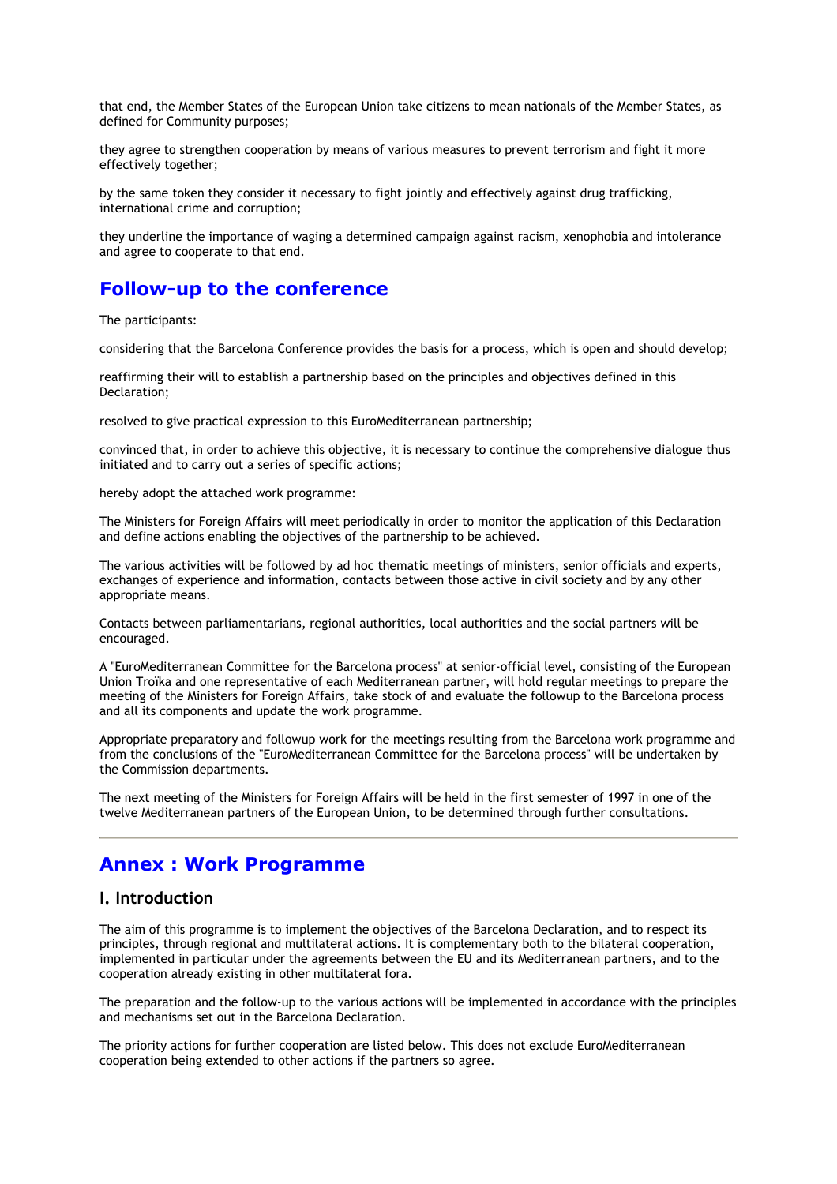that end, the Member States of the European Union take citizens to mean nationals of the Member States, as defined for Community purposes;

they agree to strengthen cooperation by means of various measures to prevent terrorism and fight it more effectively together;

by the same token they consider it necessary to fight jointly and effectively against drug trafficking, international crime and corruption;

they underline the importance of waging a determined campaign against racism, xenophobia and intolerance and agree to cooperate to that end.

## Follow-up to the conference

The participants:

considering that the Barcelona Conference provides the basis for a process, which is open and should develop;

reaffirming their will to establish a partnership based on the principles and objectives defined in this Declaration;

resolved to give practical expression to this EuroMediterranean partnership;

convinced that, in order to achieve this objective, it is necessary to continue the comprehensive dialogue thus initiated and to carry out a series of specific actions;

hereby adopt the attached work programme:

The Ministers for Foreign Affairs will meet periodically in order to monitor the application of this Declaration and define actions enabling the objectives of the partnership to be achieved.

The various activities will be followed by ad hoc thematic meetings of ministers, senior officials and experts, exchanges of experience and information, contacts between those active in civil society and by any other appropriate means.

Contacts between parliamentarians, regional authorities, local authorities and the social partners will be encouraged.

A "EuroMediterranean Committee for the Barcelona process" at senior-official level, consisting of the European Union Troïka and one representative of each Mediterranean partner, will hold regular meetings to prepare the meeting of the Ministers for Foreign Affairs, take stock of and evaluate the followup to the Barcelona process and all its components and update the work programme.

Appropriate preparatory and followup work for the meetings resulting from the Barcelona work programme and from the conclusions of the "EuroMediterranean Committee for the Barcelona process" will be undertaken by the Commission departments.

The next meeting of the Ministers for Foreign Affairs will be held in the first semester of 1997 in one of the twelve Mediterranean partners of the European Union, to be determined through further consultations.

---

## Annex : Work Programme

### I. Introduction

The aim of this programme is to implement the objectives of the Barcelona Declaration, and to respect its principles, through regional and multilateral actions. It is complementary both to the bilateral cooperation, implemented in particular under the agreements between the EU and its Mediterranean partners, and to the cooperation already existing in other multilateral fora.

The preparation and the follow-up to the various actions will be implemented in accordance with the principles and mechanisms set out in the Barcelona Declaration.

The priority actions for further cooperation are listed below. This does not exclude EuroMediterranean cooperation being extended to other actions if the partners so agree.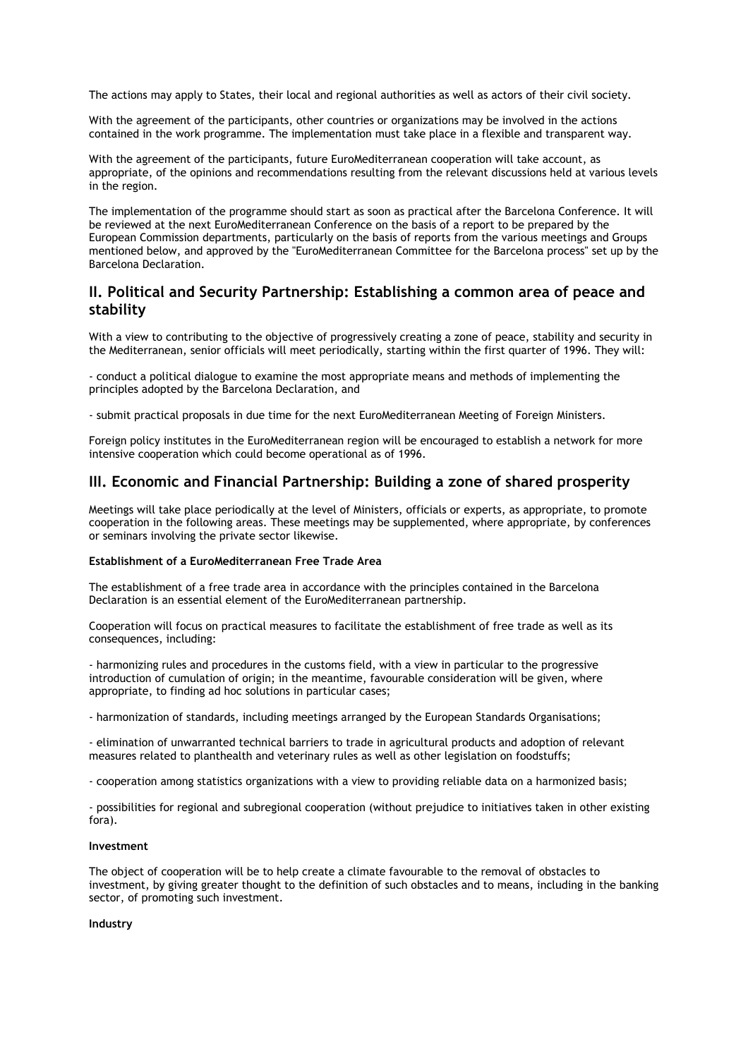The actions may apply to States, their local and regional authorities as well as actors of their civil society.

With the agreement of the participants, other countries or organizations may be involved in the actions contained in the work programme. The implementation must take place in a flexible and transparent way.

With the agreement of the participants, future EuroMediterranean cooperation will take account, as appropriate, of the opinions and recommendations resulting from the relevant discussions held at various levels in the region.

The implementation of the programme should start as soon as practical after the Barcelona Conference. It will be reviewed at the next EuroMediterranean Conference on the basis of a report to be prepared by the European Commission departments, particularly on the basis of reports from the various meetings and Groups mentioned below, and approved by the "EuroMediterranean Committee for the Barcelona process" set up by the Barcelona Declaration.

## II. Political and Security Partnership: Establishing a common area of peace and stability

With a view to contributing to the objective of progressively creating a zone of peace, stability and security in the Mediterranean, senior officials will meet periodically, starting within the first quarter of 1996. They will:

- conduct a political dialogue to examine the most appropriate means and methods of implementing the principles adopted by the Barcelona Declaration, and

- submit practical proposals in due time for the next EuroMediterranean Meeting of Foreign Ministers.

Foreign policy institutes in the EuroMediterranean region will be encouraged to establish a network for more intensive cooperation which could become operational as of 1996.

## III. Economic and Financial Partnership: Building a zone of shared prosperity

Meetings will take place periodically at the level of Ministers, officials or experts, as appropriate, to promote cooperation in the following areas. These meetings may be supplemented, where appropriate, by conferences or seminars involving the private sector likewise.

**Establishment of a EuroMediterranean Free Trade Area**

The establishment of a free trade area in accordance with the principles contained in the Barcelona Declaration is an essential element of the EuroMediterranean partnership.

Cooperation will focus on practical measures to facilitate the establishment of free trade as well as its consequences, including:

- harmonizing rules and procedures in the customs field, with a view in particular to the progressive introduction of cumulation of origin; in the meantime, favourable consideration will be given, where appropriate, to finding ad hoc solutions in particular cases;

- harmonization of standards, including meetings arranged by the European Standards Organisations;

- elimination of unwarranted technical barriers to trade in agricultural products and adoption of relevant measures related to planthealth and veterinary rules as well as other legislation on foodstuffs;

- cooperation among statistics organizations with a view to providing reliable data on a harmonized basis;

- possibilities for regional and subregional cooperation (without prejudice to initiatives taken in other existing fora).

**Investment**

The object of cooperation will be to help create a climate favourable to the removal of obstacles to investment, by giving greater thought to the definition of such obstacles and to means, including in the banking sector, of promoting such investment.

**Industry**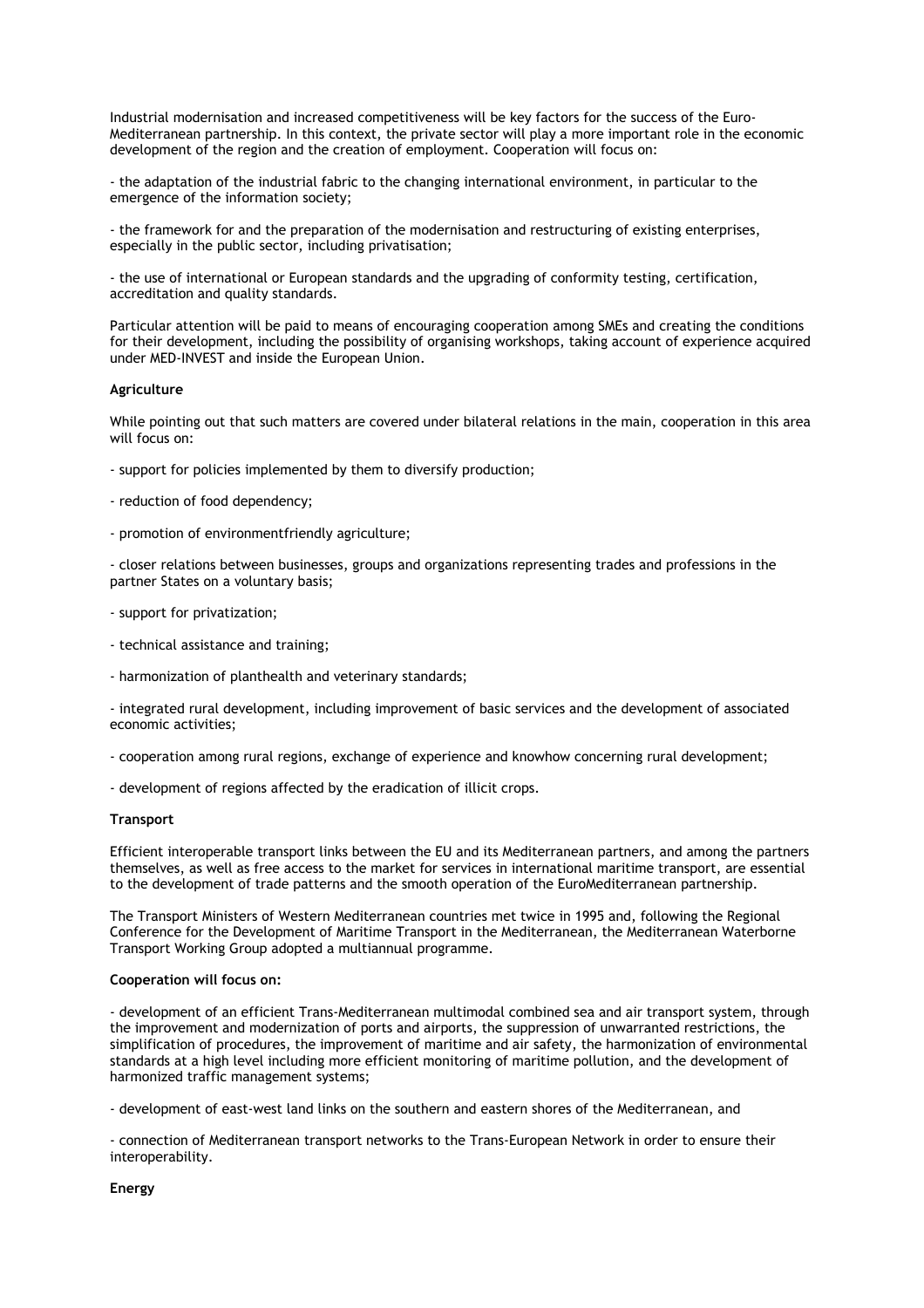Industrial modernisation and increased competitiveness will be key factors for the success of the Euro-Mediterranean partnership. In this context, the private sector will play a more important role in the economic development of the region and the creation of employment. Cooperation will focus on:

- the adaptation of the industrial fabric to the changing international environment, in particular to the emergence of the information society;

- the framework for and the preparation of the modernisation and restructuring of existing enterprises, especially in the public sector, including privatisation;

- the use of international or European standards and the upgrading of conformity testing, certification, accreditation and quality standards.

Particular attention will be paid to means of encouraging cooperation among SMEs and creating the conditions for their development, including the possibility of organising workshops, taking account of experience acquired under MED-INVEST and inside the European Union.

**Agriculture**

While pointing out that such matters are covered under bilateral relations in the main, cooperation in this area will focus on:

- support for policies implemented by them to diversify production;

- reduction of food dependency;

- promotion of environmentfriendly agriculture;

- closer relations between businesses, groups and organizations representing trades and professions in the partner States on a voluntary basis;

- support for privatization;

- technical assistance and training;

- harmonization of planthealth and veterinary standards;

- integrated rural development, including improvement of basic services and the development of associated economic activities;

- cooperation among rural regions, exchange of experience and knowhow concerning rural development;

- development of regions affected by the eradication of illicit crops.

**Transport**

Efficient interoperable transport links between the EU and its Mediterranean partners, and among the partners themselves, as well as free access to the market for services in international maritime transport, are essential to the development of trade patterns and the smooth operation of the EuroMediterranean partnership.

The Transport Ministers of Western Mediterranean countries met twice in 1995 and, following the Regional Conference for the Development of Maritime Transport in the Mediterranean, the Mediterranean Waterborne Transport Working Group adopted a multiannual programme.

**Cooperation will focus on:**

- development of an efficient Trans-Mediterranean multimodal combined sea and air transport system, through the improvement and modernization of ports and airports, the suppression of unwarranted restrictions, the simplification of procedures, the improvement of maritime and air safety, the harmonization of environmental standards at a high level including more efficient monitoring of maritime pollution, and the development of harmonized traffic management systems;

- development of east-west land links on the southern and eastern shores of the Mediterranean, and

- connection of Mediterranean transport networks to the Trans-European Network in order to ensure their interoperability.

**Energy**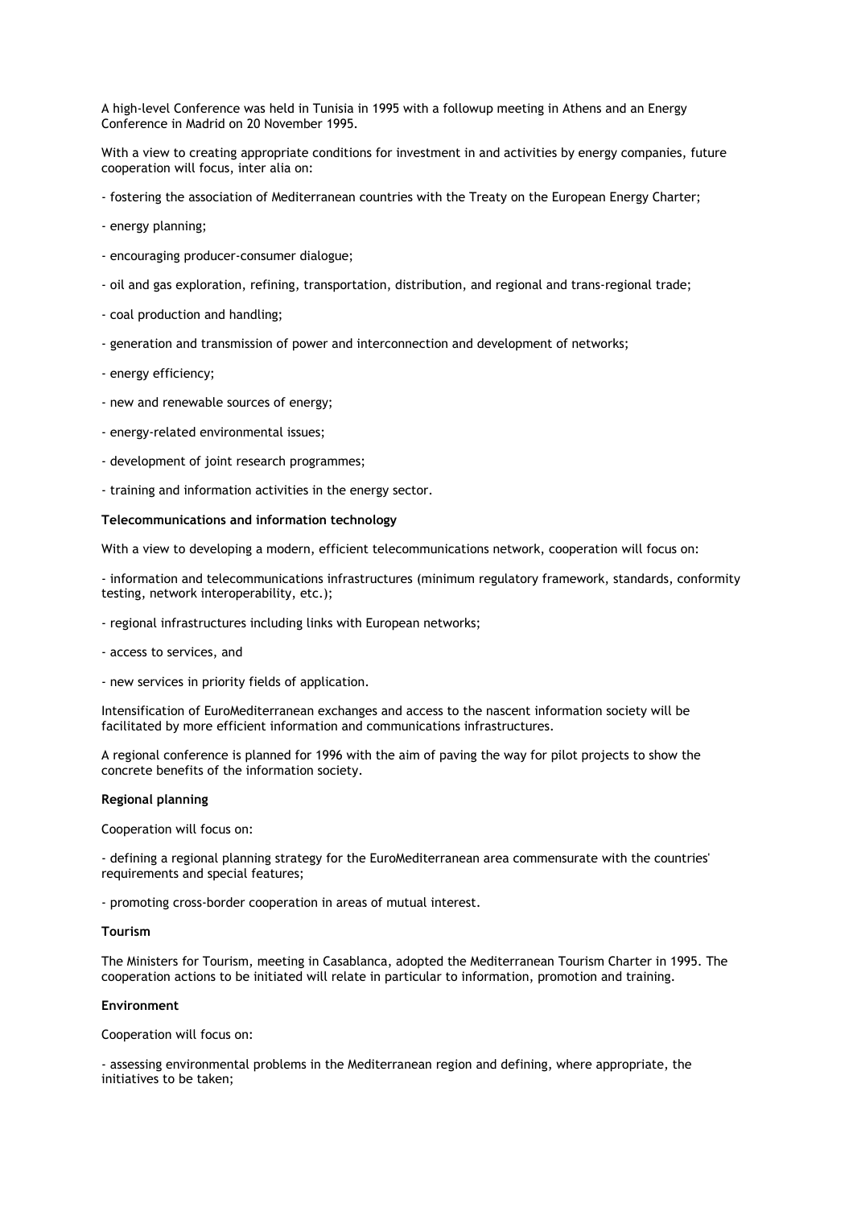A high-level Conference was held in Tunisia in 1995 with a followup meeting in Athens and an Energy Conference in Madrid on 20 November 1995.

With a view to creating appropriate conditions for investment in and activities by energy companies, future cooperation will focus, inter alia on:

- fostering the association of Mediterranean countries with the Treaty on the European Energy Charter;
- energy planning;
- encouraging producer-consumer dialogue;
- oil and gas exploration, refining, transportation, distribution, and regional and trans-regional trade;
- coal production and handling;
- generation and transmission of power and interconnection and development of networks;
- energy efficiency;
- new and renewable sources of energy;
- energy-related environmental issues;
- development of joint research programmes;
- training and information activities in the energy sector.

**Telecommunications and information technology**

With a view to developing a modern, efficient telecommunications network, cooperation will focus on:

- information and telecommunications infrastructures (minimum regulatory framework, standards, conformity testing, network interoperability, etc.);
- regional infrastructures including links with European networks;
- access to services, and
- new services in priority fields of application.

Intensification of EuroMediterranean exchanges and access to the nascent information society will be facilitated by more efficient information and communications infrastructures.

A regional conference is planned for 1996 with the aim of paving the way for pilot projects to show the concrete benefits of the information society.

**Regional planning**

Cooperation will focus on:

- defining a regional planning strategy for the EuroMediterranean area commensurate with the countries' requirements and special features;
- promoting cross-border cooperation in areas of mutual interest.

**Tourism**

The Ministers for Tourism, meeting in Casablanca, adopted the Mediterranean Tourism Charter in 1995. The cooperation actions to be initiated will relate in particular to information, promotion and training.

**Environment**

Cooperation will focus on:

- assessing environmental problems in the Mediterranean region and defining, where appropriate, the initiatives to be taken;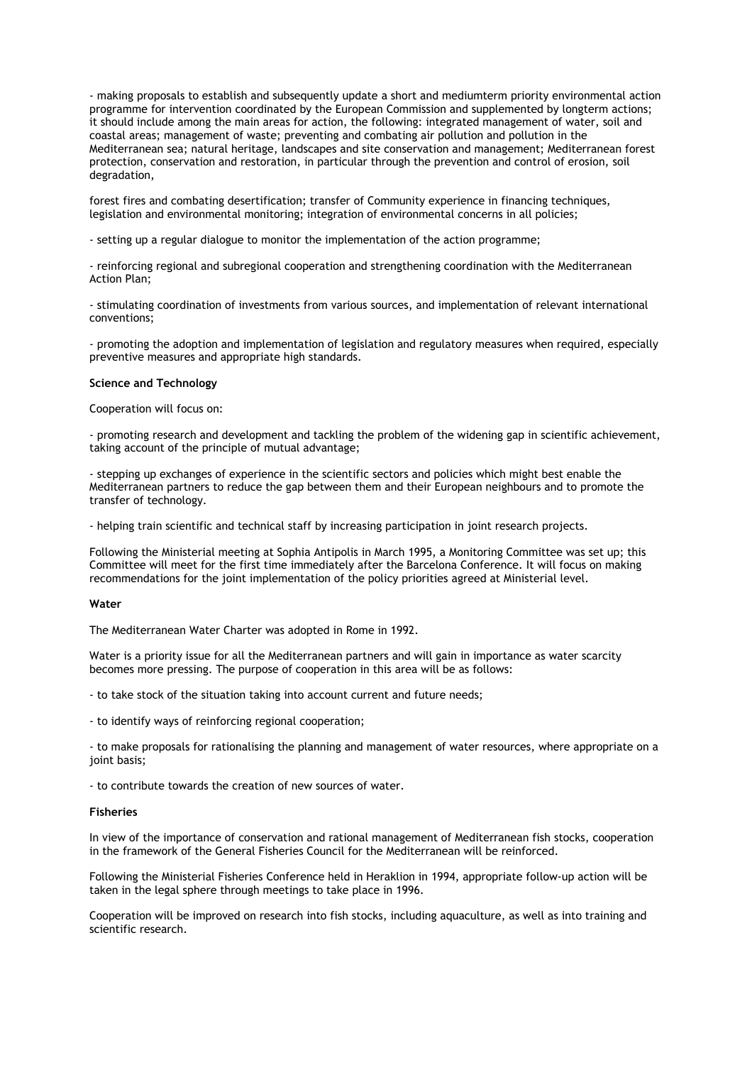- making proposals to establish and subsequently update a short and mediumterm priority environmental action programme for intervention coordinated by the European Commission and supplemented by longterm actions; it should include among the main areas for action, the following: integrated management of water, soil and coastal areas; management of waste; preventing and combating air pollution and pollution in the Mediterranean sea; natural heritage, landscapes and site conservation and management; Mediterranean forest protection, conservation and restoration, in particular through the prevention and control of erosion, soil degradation,

forest fires and combating desertification; transfer of Community experience in financing techniques, legislation and environmental monitoring; integration of environmental concerns in all policies;

- setting up a regular dialogue to monitor the implementation of the action programme;

- reinforcing regional and subregional cooperation and strengthening coordination with the Mediterranean Action Plan;

- stimulating coordination of investments from various sources, and implementation of relevant international conventions;

- promoting the adoption and implementation of legislation and regulatory measures when required, especially preventive measures and appropriate high standards.

**Science and Technology**

Cooperation will focus on:

- promoting research and development and tackling the problem of the widening gap in scientific achievement, taking account of the principle of mutual advantage;

- stepping up exchanges of experience in the scientific sectors and policies which might best enable the Mediterranean partners to reduce the gap between them and their European neighbours and to promote the transfer of technology.

- helping train scientific and technical staff by increasing participation in joint research projects.

Following the Ministerial meeting at Sophia Antipolis in March 1995, a Monitoring Committee was set up; this Committee will meet for the first time immediately after the Barcelona Conference. It will focus on making recommendations for the joint implementation of the policy priorities agreed at Ministerial level.

**Water**

The Mediterranean Water Charter was adopted in Rome in 1992.

Water is a priority issue for all the Mediterranean partners and will gain in importance as water scarcity becomes more pressing. The purpose of cooperation in this area will be as follows:

- to take stock of the situation taking into account current and future needs;

- to identify ways of reinforcing regional cooperation;

- to make proposals for rationalising the planning and management of water resources, where appropriate on a joint basis;

- to contribute towards the creation of new sources of water.

**Fisheries**

In view of the importance of conservation and rational management of Mediterranean fish stocks, cooperation in the framework of the General Fisheries Council for the Mediterranean will be reinforced.

Following the Ministerial Fisheries Conference held in Heraklion in 1994, appropriate follow-up action will be taken in the legal sphere through meetings to take place in 1996.

Cooperation will be improved on research into fish stocks, including aquaculture, as well as into training and scientific research.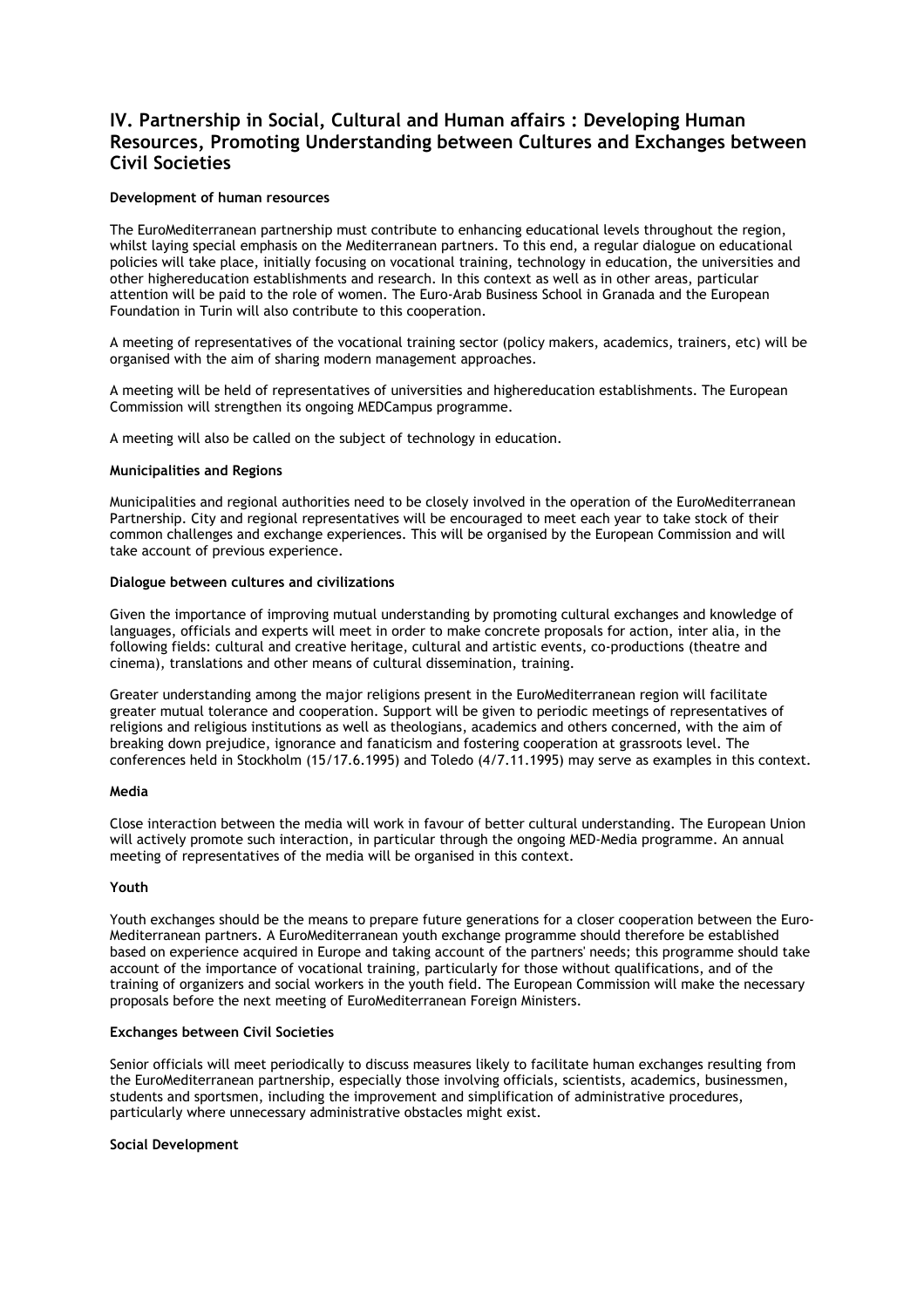## IV. Partnership in Social, Cultural and Human affairs : Developing Human Resources, Promoting Understanding between Cultures and Exchanges between Civil Societies

**Development of human resources**

The EuroMediterranean partnership must contribute to enhancing educational levels throughout the region, whilst laying special emphasis on the Mediterranean partners. To this end, a regular dialogue on educational policies will take place, initially focusing on vocational training, technology in education, the universities and other highereducation establishments and research. In this context as well as in other areas, particular attention will be paid to the role of women. The Euro-Arab Business School in Granada and the European Foundation in Turin will also contribute to this cooperation.

A meeting of representatives of the vocational training sector (policy makers, academics, trainers, etc) will be organised with the aim of sharing modern management approaches.

A meeting will be held of representatives of universities and highereducation establishments. The European Commission will strengthen its ongoing MEDCampus programme.

A meeting will also be called on the subject of technology in education.

**Municipalities and Regions**

Municipalities and regional authorities need to be closely involved in the operation of the EuroMediterranean Partnership. City and regional representatives will be encouraged to meet each year to take stock of their common challenges and exchange experiences. This will be organised by the European Commission and will take account of previous experience.

**Dialogue between cultures and civilizations**

Given the importance of improving mutual understanding by promoting cultural exchanges and knowledge of languages, officials and experts will meet in order to make concrete proposals for action, inter alia, in the following fields: cultural and creative heritage, cultural and artistic events, co-productions (theatre and cinema), translations and other means of cultural dissemination, training.

Greater understanding among the major religions present in the EuroMediterranean region will facilitate greater mutual tolerance and cooperation. Support will be given to periodic meetings of representatives of religions and religious institutions as well as theologians, academics and others concerned, with the aim of breaking down prejudice, ignorance and fanaticism and fostering cooperation at grassroots level. The conferences held in Stockholm (15/17.6.1995) and Toledo (4/7.11.1995) may serve as examples in this context.

**Media**

Close interaction between the media will work in favour of better cultural understanding. The European Union will actively promote such interaction, in particular through the ongoing MED-Media programme. An annual meeting of representatives of the media will be organised in this context.

**Youth**

Youth exchanges should be the means to prepare future generations for a closer cooperation between the Euro-Mediterranean partners. A EuroMediterranean youth exchange programme should therefore be established based on experience acquired in Europe and taking account of the partners' needs; this programme should take account of the importance of vocational training, particularly for those without qualifications, and of the training of organizers and social workers in the youth field. The European Commission will make the necessary proposals before the next meeting of EuroMediterranean Foreign Ministers.

**Exchanges between Civil Societies**

Senior officials will meet periodically to discuss measures likely to facilitate human exchanges resulting from the EuroMediterranean partnership, especially those involving officials, scientists, academics, businessmen, students and sportsmen, including the improvement and simplification of administrative procedures, particularly where unnecessary administrative obstacles might exist.

**Social Development**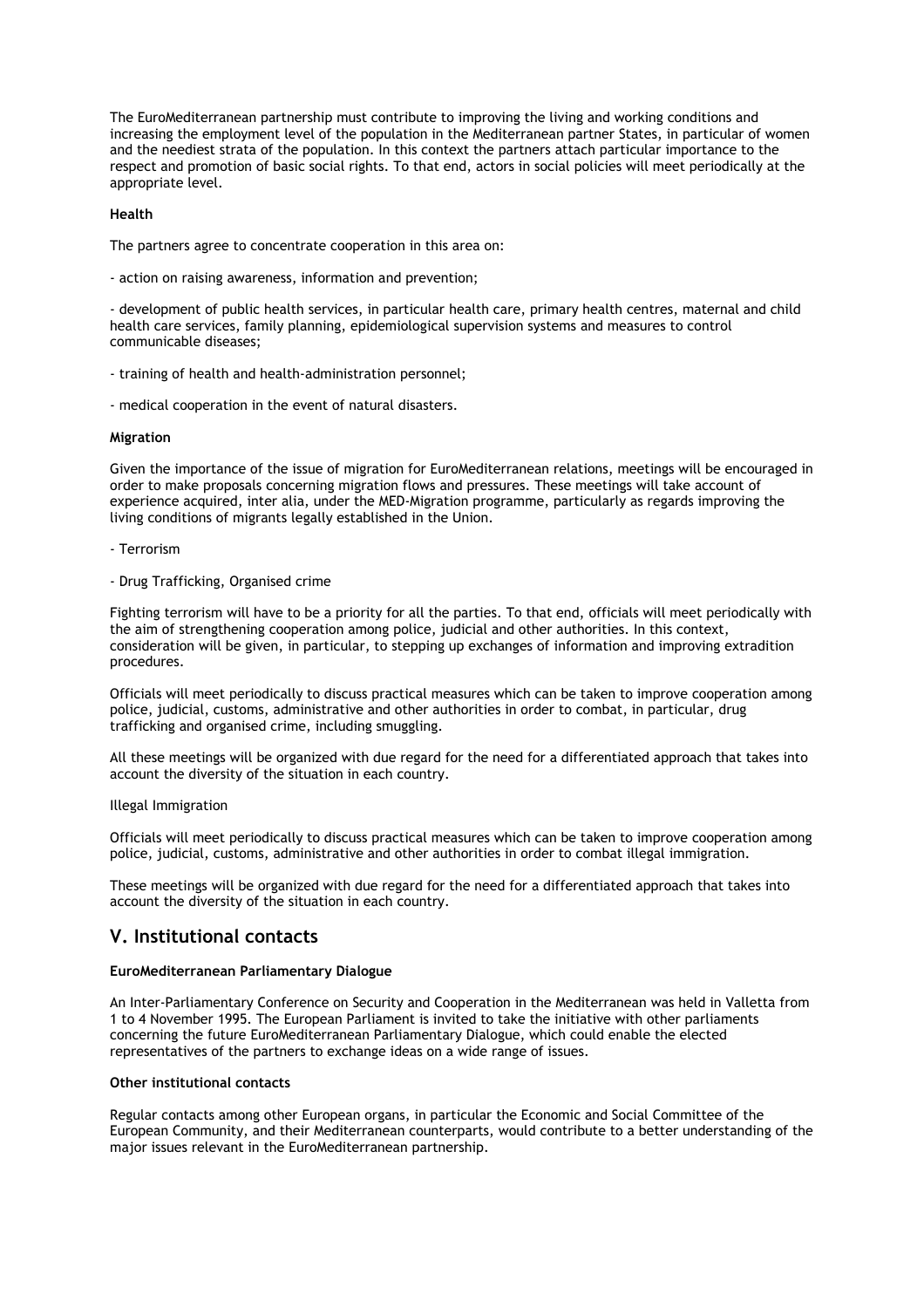The EuroMediterranean partnership must contribute to improving the living and working conditions and increasing the employment level of the population in the Mediterranean partner States, in particular of women and the neediest strata of the population. In this context the partners attach particular importance to the respect and promotion of basic social rights. To that end, actors in social policies will meet periodically at the appropriate level.

**Health**

The partners agree to concentrate cooperation in this area on:

- action on raising awareness, information and prevention;

- development of public health services, in particular health care, primary health centres, maternal and child health care services, family planning, epidemiological supervision systems and measures to control communicable diseases;

- training of health and health-administration personnel;

- medical cooperation in the event of natural disasters.

**Migration**

Given the importance of the issue of migration for EuroMediterranean relations, meetings will be encouraged in order to make proposals concerning migration flows and pressures. These meetings will take account of experience acquired, inter alia, under the MED-Migration programme, particularly as regards improving the living conditions of migrants legally established in the Union.

- Terrorism

- Drug Trafficking, Organised crime

Fighting terrorism will have to be a priority for all the parties. To that end, officials will meet periodically with the aim of strengthening cooperation among police, judicial and other authorities. In this context, consideration will be given, in particular, to stepping up exchanges of information and improving extradition procedures.

Officials will meet periodically to discuss practical measures which can be taken to improve cooperation among police, judicial, customs, administrative and other authorities in order to combat, in particular, drug trafficking and organised crime, including smuggling.

All these meetings will be organized with due regard for the need for a differentiated approach that takes into account the diversity of the situation in each country.

Illegal Immigration

Officials will meet periodically to discuss practical measures which can be taken to improve cooperation among police, judicial, customs, administrative and other authorities in order to combat illegal immigration.

These meetings will be organized with due regard for the need for a differentiated approach that takes into account the diversity of the situation in each country.

## V. Institutional contacts

**EuroMediterranean Parliamentary Dialogue**

An Inter-Parliamentary Conference on Security and Cooperation in the Mediterranean was held in Valletta from 1 to 4 November 1995. The European Parliament is invited to take the initiative with other parliaments concerning the future EuroMediterranean Parliamentary Dialogue, which could enable the elected representatives of the partners to exchange ideas on a wide range of issues.

**Other institutional contacts**

Regular contacts among other European organs, in particular the Economic and Social Committee of the European Community, and their Mediterranean counterparts, would contribute to a better understanding of the major issues relevant in the EuroMediterranean partnership.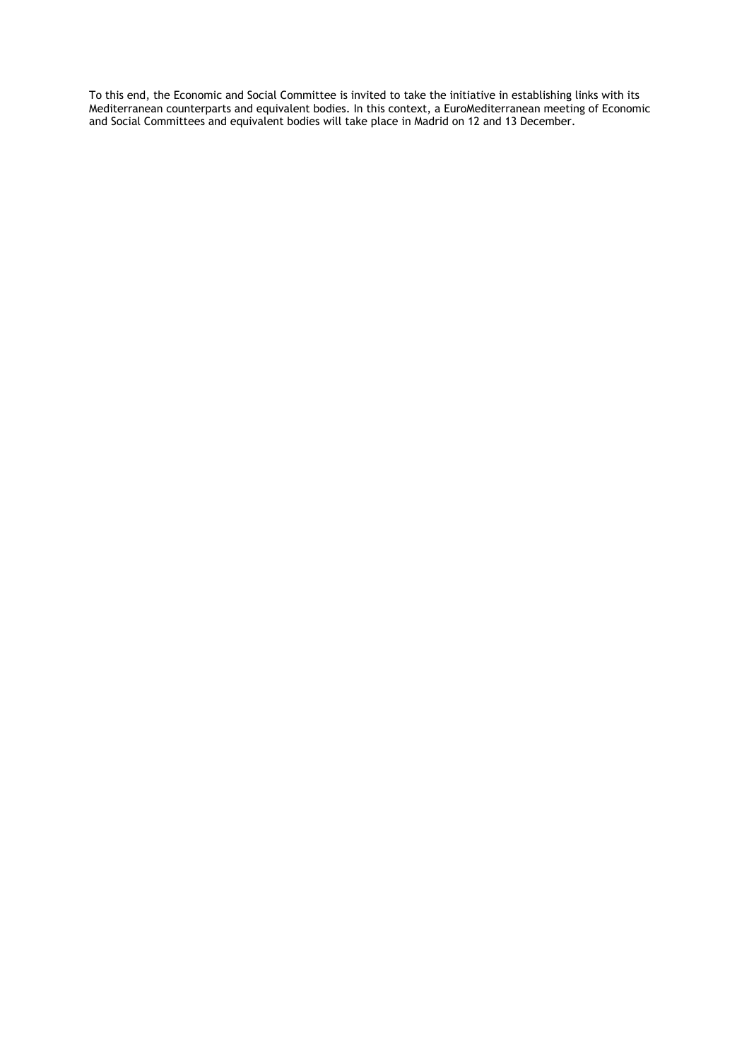To this end, the Economic and Social Committee is invited to take the initiative in establishing links with its Mediterranean counterparts and equivalent bodies. In this context, a EuroMediterranean meeting of Economic and Social Committees and equivalent bodies will take place in Madrid on 12 and 13 December.